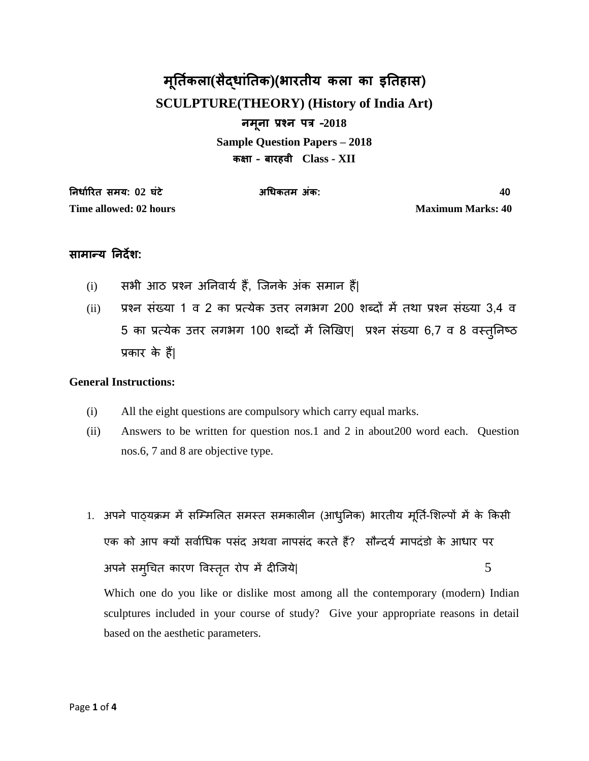# मूर्तिकला(सैद्धांतिक)(भारतीय कला का इतिहास)

## SCULPTURE(THEORY) (History of India Art)

### नमूना प्रश्न पत्र -2018

### Sample Question Papers – 2018

### कक्षा - बारहवी Class - XII

**निर्धारित समय: 02 घंटे** **अधिकतम अंक: 40**

**Time allowed: 02 hours** **Maximum Marks: 40**

**सामान्य निर्देश:**

(i) सभी आठ प्रश्न अनिवार्य हैं, जिनके अंक समान हैं|

(ii) प्रश्न संख्या 1 व 2 का प्रत्येक उत्तर लगभग 200 शब्दों में तथा प्रश्न संख्या 3,4 व 5 का प्रत्येक उत्तर लगभग 100 शब्दों में लिखिए| प्रश्न संख्या 6,7 व 8 वस्तुनिष्ठ प्रकार के हैं|

**General Instructions:**

(i) All the eight questions are compulsory which carry equal marks.

(ii) Answers to be written for question nos.1 and 2 in about200 word each. Question nos.6, 7 and 8 are objective type.

1. अपने पाठ्यक्रम में सम्मिलित समस्त समकालीन (आधुनिक) भारतीय मूर्ति-शिल्पों में के किसी एक को आप क्यों सर्वाधिक पसंद अथवा नापसंद करते हैं? सौन्दर्य मापदंडो के आधार पर अपने समुचित कारण विस्तृत रोप में दीजिये| 5

   Which one do you like or dislike most among all the contemporary (modern) Indian sculptures included in your course of study? Give your appropriate reasons in detail based on the aesthetic parameters.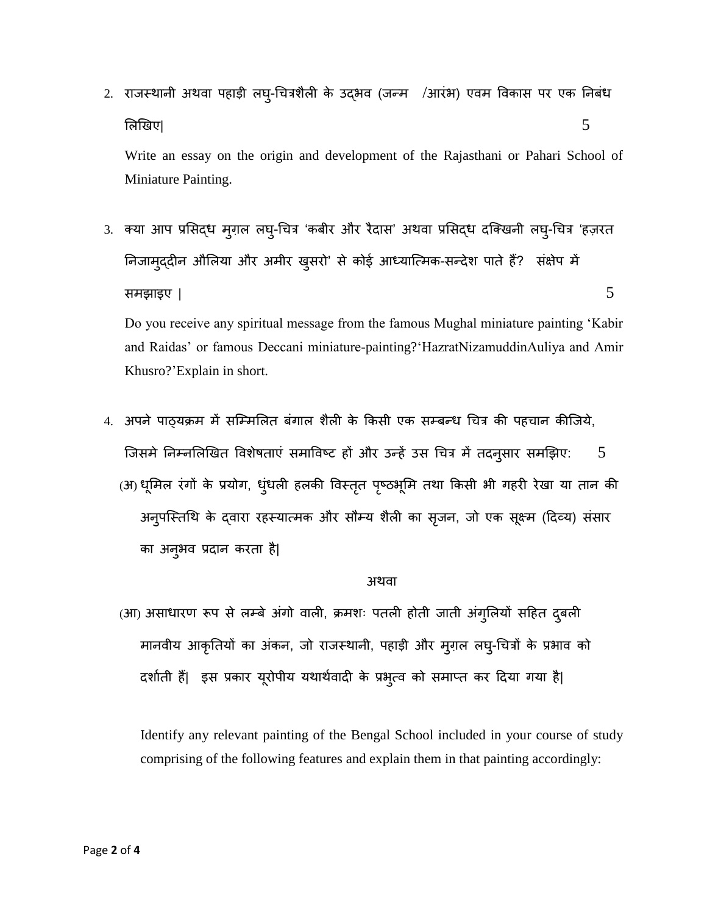2. राजस्थानी अथवा पहाड़ी लघु-चित्रशैली के उद्भव (जन्म /आरंभ) एवम विकास पर एक निबंध लिखिए| 5

   Write an essay on the origin and development of the Rajasthani or Pahari School of Miniature Painting.

3. क्या आप प्रसिद्ध मुग़ल लघु-चित्र 'कबीर और रैदास' अथवा प्रसिद्ध दक्खिनी लघु-चित्र 'हज़रत निजामुद्दीन औलिया और अमीर खुसरो' से कोई आध्यात्मिक-सन्देश पाते हैं? संक्षेप में समझाइए | 5

   Do you receive any spiritual message from the famous Mughal miniature painting 'Kabir and Raidas' or famous Deccani miniature-painting?'HazratNizamuddinAuliya and Amir Khusro?'Explain in short.

4. अपने पाठ्यक्रम में सम्मिलित बंगाल शैली के किसी एक सम्बन्ध चित्र की पहचान कीजिये, जिसमे निम्नलिखित विशेषताएं समाविष्ट हों और उन्हें उस चित्र में तदनुसार समझिए: 5

   (अ) धूमिल रंगों के प्रयोग, धुंधली हलकी विस्तृत पृष्ठभूमि तथा किसी भी गहरी रेखा या तान की अनुपस्तिथि के द्वारा रहस्यात्मक और सौम्य शैली का सृजन, जो एक सूक्ष्म (दिव्य) संसार का अनुभव प्रदान करता है|

   अथवा

   (आ) असाधारण रूप से लम्बे अंगो वाली, क्रमशः पतली होती जाती अंगुलियों सहित दुबली मानवीय आकृतियों का अंकन, जो राजस्थानी, पहाड़ी और मुग़ल लघु-चित्रों के प्रभाव को दर्शाती हैं| इस प्रकार यूरोपीय यथार्थवादी के प्रभुत्व को समाप्त कर दिया गया है|

   Identify any relevant painting of the Bengal School included in your course of study comprising of the following features and explain them in that painting accordingly: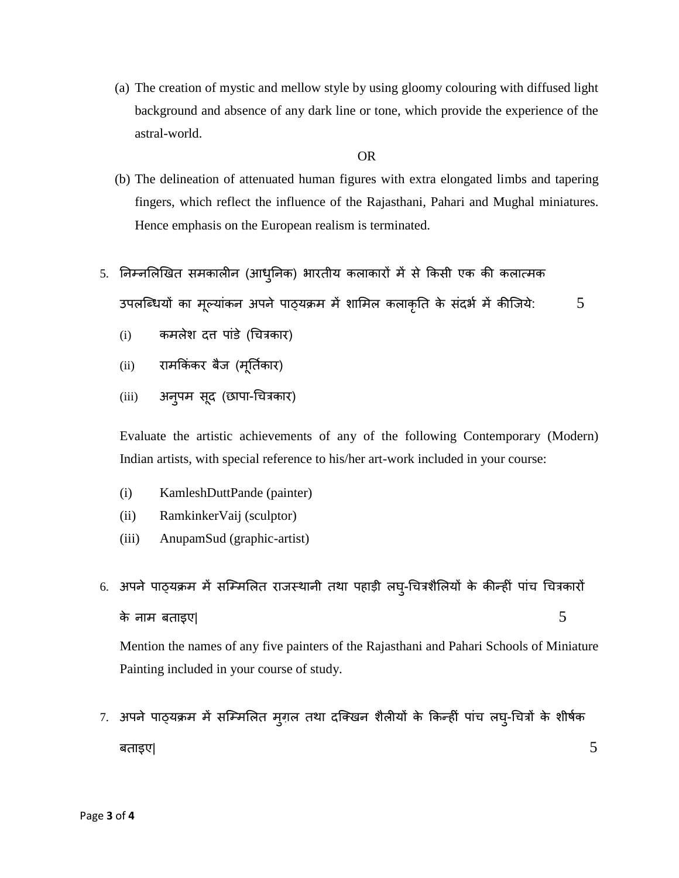(a) The creation of mystic and mellow style by using gloomy colouring with diffused light background and absence of any dark line or tone, which provide the experience of the astral-world.

OR

(b) The delineation of attenuated human figures with extra elongated limbs and tapering fingers, which reflect the influence of the Rajasthani, Pahari and Mughal miniatures. Hence emphasis on the European realism is terminated.

5. निम्नलिखित समकालीन (आधुनिक) भारतीय कलाकारों में से किसी एक की कलात्मक उपलब्धियों का मूल्यांकन अपने पाठ्यक्रम में शामिल कलाकृति के संदर्भ में कीजिये: 5

   (i) कमलेश दत्त पांडे (चित्रकार)

   (ii) रामकिंकर बैज (मूर्तिकार)

   (iii) अनुपम सूद (छापा-चित्रकार)

   Evaluate the artistic achievements of any of the following Contemporary (Modern) Indian artists, with special reference to his/her art-work included in your course:

   (i) KamleshDuttPande (painter)

   (ii) RamkinkerVaij (sculptor)

   (iii) AnupamSud (graphic-artist)

6. अपने पाठ्यक्रम में सम्मिलित राजस्थानी तथा पहाड़ी लघु-चित्रशैलियों के कीन्हीं पांच चित्रकारों के नाम बताइए| 5

   Mention the names of any five painters of the Rajasthani and Pahari Schools of Miniature Painting included in your course of study.

7. अपने पाठ्यक्रम में सम्मिलित मुग़ल तथा दक्खिन शैलीयों के किन्हीं पांच लघु-चित्रों के शीर्षक बताइए| 5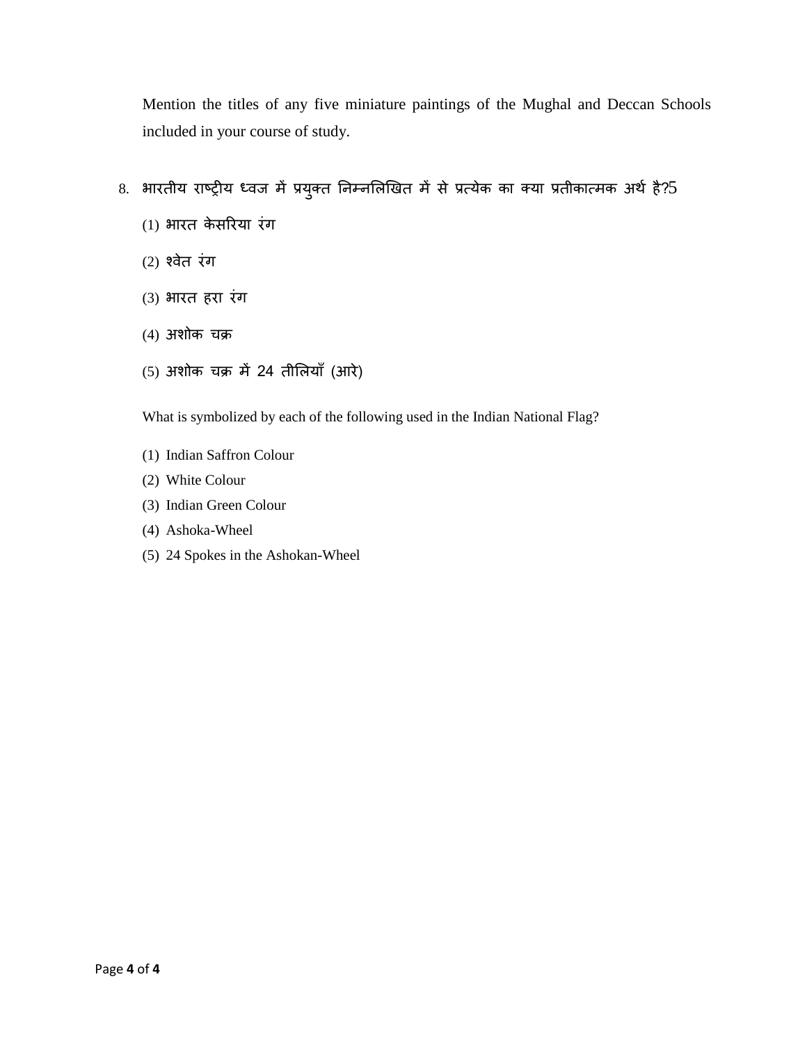Mention the titles of any five miniature paintings of the Mughal and Deccan Schools included in your course of study.

8. भारतीय राष्ट्रीय ध्वज में प्रयुक्त निम्नलिखित में से प्रत्येक का क्या प्रतीकात्मक अर्थ है?5

   (1) भारत केसरिया रंग

   (2) श्वेत रंग

   (3) भारत हरा रंग

   (4) अशोक चक्र

   (5) अशोक चक्र में 24 तीलियाँ (आरे)

   What is symbolized by each of the following used in the Indian National Flag?

   (1) Indian Saffron Colour
   (2) White Colour
   (3) Indian Green Colour
   (4) Ashoka-Wheel
   (5) 24 Spokes in the Ashokan-Wheel